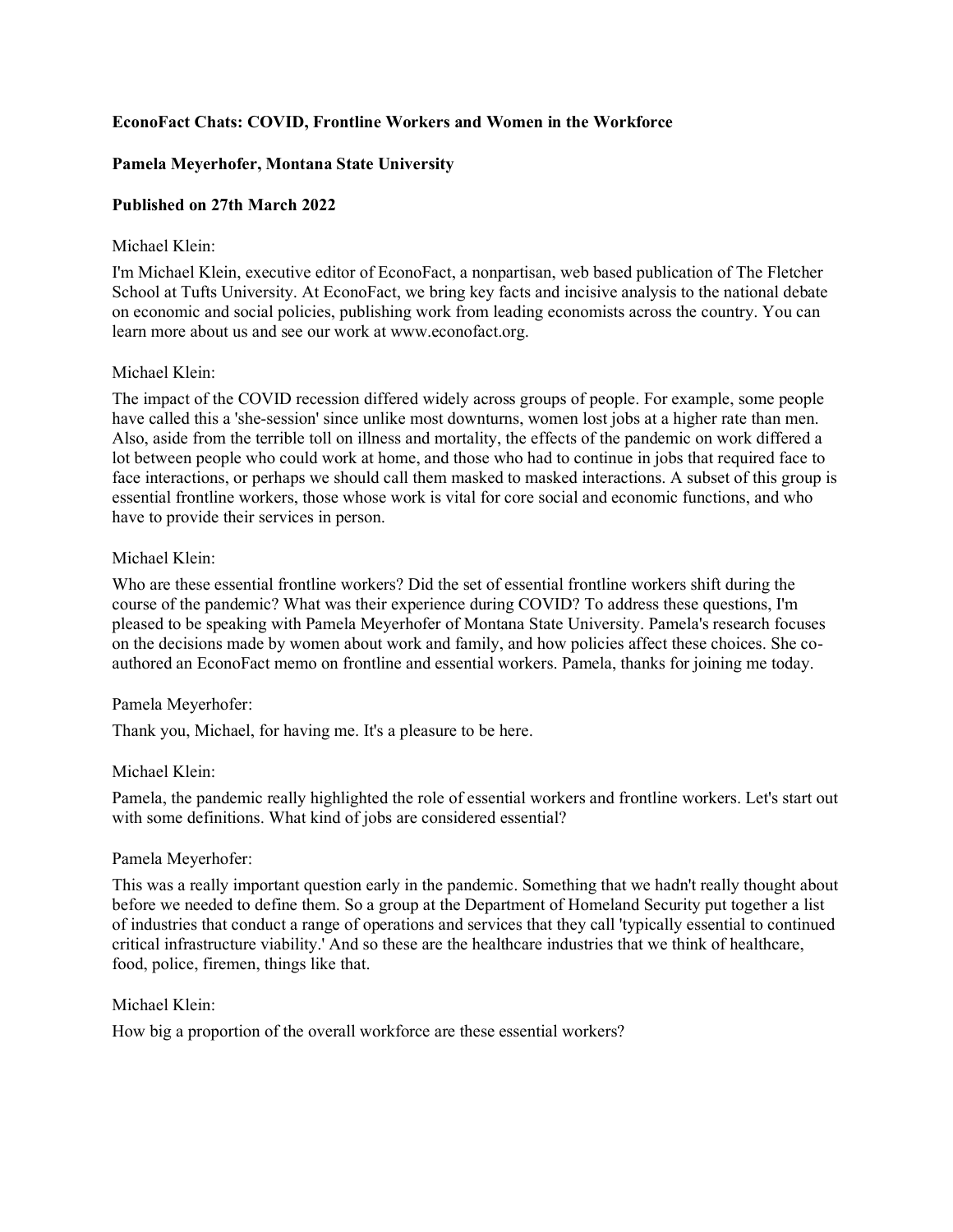**EconoFact Chats: COVID, Frontline Workers and Women in the Workforce**

**Pamela Meyerhofer, Montana State University**

**Published on 27th March 2022**

Michael Klein:

I'm Michael Klein, executive editor of EconoFact, a nonpartisan, web based publication of The Fletcher School at Tufts University. At EconoFact, we bring key facts and incisive analysis to the national debate on economic and social policies, publishing work from leading economists across the country. You can learn more about us and see our work at www.econofact.org.

Michael Klein:

The impact of the COVID recession differed widely across groups of people. For example, some people have called this a 'she-session' since unlike most downturns, women lost jobs at a higher rate than men. Also, aside from the terrible toll on illness and mortality, the effects of the pandemic on work differed a lot between people who could work at home, and those who had to continue in jobs that required face to face interactions, or perhaps we should call them masked to masked interactions. A subset of this group is essential frontline workers, those whose work is vital for core social and economic functions, and who have to provide their services in person.

Michael Klein:

Who are these essential frontline workers? Did the set of essential frontline workers shift during the course of the pandemic? What was their experience during COVID? To address these questions, I'm pleased to be speaking with Pamela Meyerhofer of Montana State University. Pamela's research focuses on the decisions made by women about work and family, and how policies affect these choices. She co-authored an EconoFact memo on frontline and essential workers. Pamela, thanks for joining me today.

Pamela Meyerhofer:

Thank you, Michael, for having me. It's a pleasure to be here.

Michael Klein:

Pamela, the pandemic really highlighted the role of essential workers and frontline workers. Let's start out with some definitions. What kind of jobs are considered essential?

Pamela Meyerhofer:

This was a really important question early in the pandemic. Something that we hadn't really thought about before we needed to define them. So a group at the Department of Homeland Security put together a list of industries that conduct a range of operations and services that they call 'typically essential to continued critical infrastructure viability.' And so these are the healthcare industries that we think of healthcare, food, police, firemen, things like that.

Michael Klein:

How big a proportion of the overall workforce are these essential workers?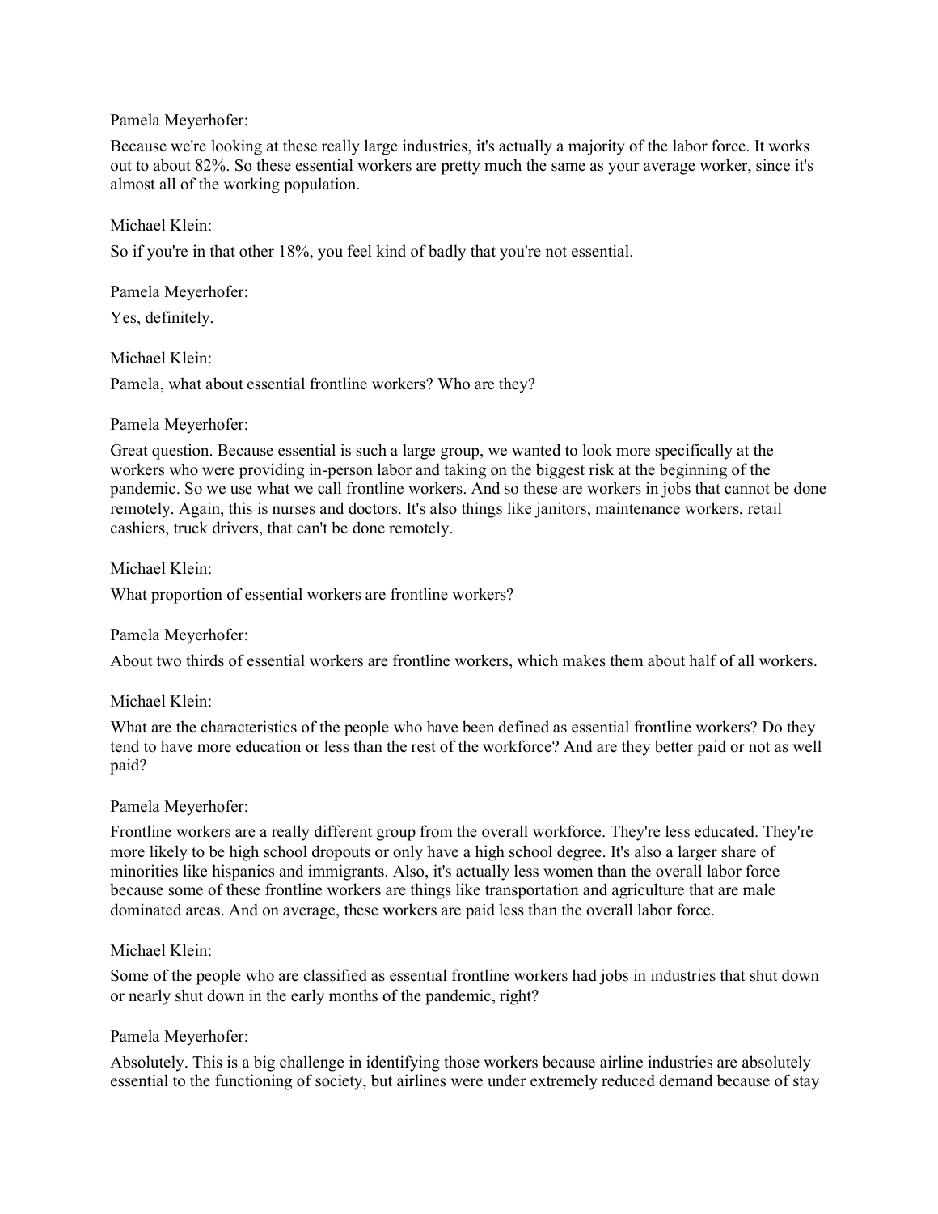Pamela Meyerhofer:

Because we're looking at these really large industries, it's actually a majority of the labor force. It works out to about 82%. So these essential workers are pretty much the same as your average worker, since it's almost all of the working population.

Michael Klein:

So if you're in that other 18%, you feel kind of badly that you're not essential.

Pamela Meyerhofer:

Yes, definitely.

Michael Klein:

Pamela, what about essential frontline workers? Who are they?

Pamela Meyerhofer:

Great question. Because essential is such a large group, we wanted to look more specifically at the workers who were providing in-person labor and taking on the biggest risk at the beginning of the pandemic. So we use what we call frontline workers. And so these are workers in jobs that cannot be done remotely. Again, this is nurses and doctors. It's also things like janitors, maintenance workers, retail cashiers, truck drivers, that can't be done remotely.

Michael Klein:

What proportion of essential workers are frontline workers?

Pamela Meyerhofer:

About two thirds of essential workers are frontline workers, which makes them about half of all workers.

Michael Klein:

What are the characteristics of the people who have been defined as essential frontline workers? Do they tend to have more education or less than the rest of the workforce? And are they better paid or not as well paid?

Pamela Meyerhofer:

Frontline workers are a really different group from the overall workforce. They're less educated. They're more likely to be high school dropouts or only have a high school degree. It's also a larger share of minorities like hispanics and immigrants. Also, it's actually less women than the overall labor force because some of these frontline workers are things like transportation and agriculture that are male dominated areas. And on average, these workers are paid less than the overall labor force.

Michael Klein:

Some of the people who are classified as essential frontline workers had jobs in industries that shut down or nearly shut down in the early months of the pandemic, right?

Pamela Meyerhofer:

Absolutely. This is a big challenge in identifying those workers because airline industries are absolutely essential to the functioning of society, but airlines were under extremely reduced demand because of stay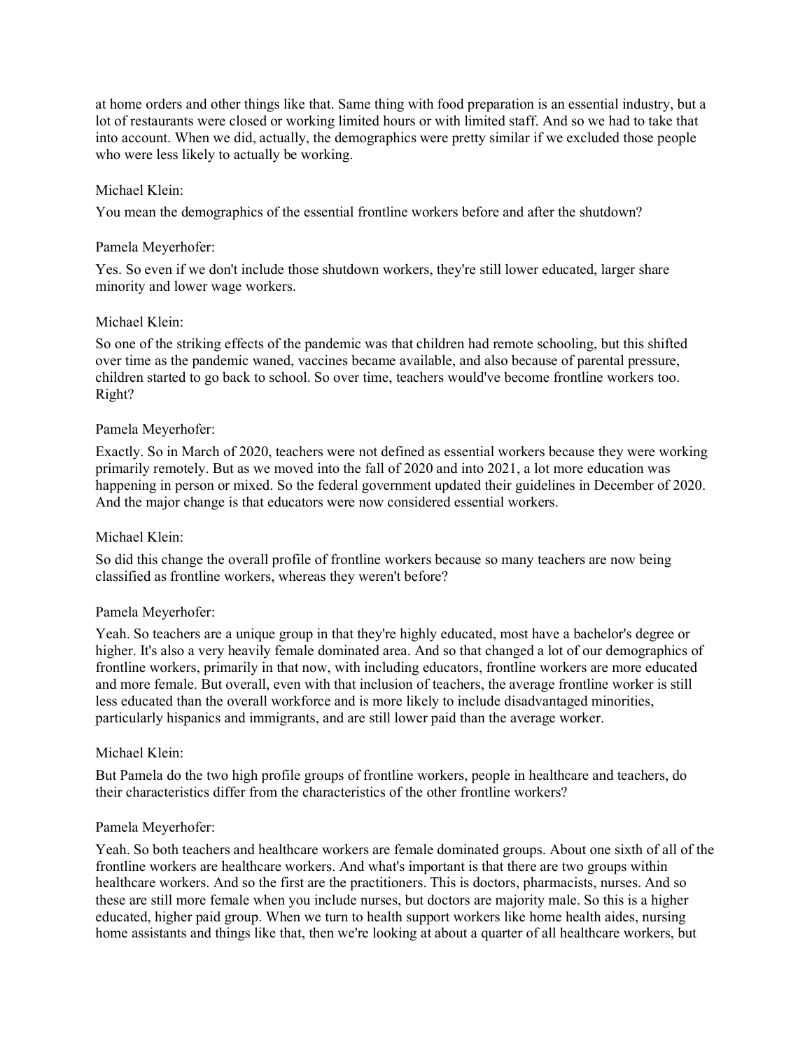at home orders and other things like that. Same thing with food preparation is an essential industry, but a lot of restaurants were closed or working limited hours or with limited staff. And so we had to take that into account. When we did, actually, the demographics were pretty similar if we excluded those people who were less likely to actually be working.

Michael Klein:

You mean the demographics of the essential frontline workers before and after the shutdown?

Pamela Meyerhofer:

Yes. So even if we don't include those shutdown workers, they're still lower educated, larger share minority and lower wage workers.

Michael Klein:

So one of the striking effects of the pandemic was that children had remote schooling, but this shifted over time as the pandemic waned, vaccines became available, and also because of parental pressure, children started to go back to school. So over time, teachers would've become frontline workers too. Right?

Pamela Meyerhofer:

Exactly. So in March of 2020, teachers were not defined as essential workers because they were working primarily remotely. But as we moved into the fall of 2020 and into 2021, a lot more education was happening in person or mixed. So the federal government updated their guidelines in December of 2020. And the major change is that educators were now considered essential workers.

Michael Klein:

So did this change the overall profile of frontline workers because so many teachers are now being classified as frontline workers, whereas they weren't before?

Pamela Meyerhofer:

Yeah. So teachers are a unique group in that they're highly educated, most have a bachelor's degree or higher. It's also a very heavily female dominated area. And so that changed a lot of our demographics of frontline workers, primarily in that now, with including educators, frontline workers are more educated and more female. But overall, even with that inclusion of teachers, the average frontline worker is still less educated than the overall workforce and is more likely to include disadvantaged minorities, particularly hispanics and immigrants, and are still lower paid than the average worker.

Michael Klein:

But Pamela do the two high profile groups of frontline workers, people in healthcare and teachers, do their characteristics differ from the characteristics of the other frontline workers?

Pamela Meyerhofer:

Yeah. So both teachers and healthcare workers are female dominated groups. About one sixth of all of the frontline workers are healthcare workers. And what's important is that there are two groups within healthcare workers. And so the first are the practitioners. This is doctors, pharmacists, nurses. And so these are still more female when you include nurses, but doctors are majority male. So this is a higher educated, higher paid group. When we turn to health support workers like home health aides, nursing home assistants and things like that, then we're looking at about a quarter of all healthcare workers, but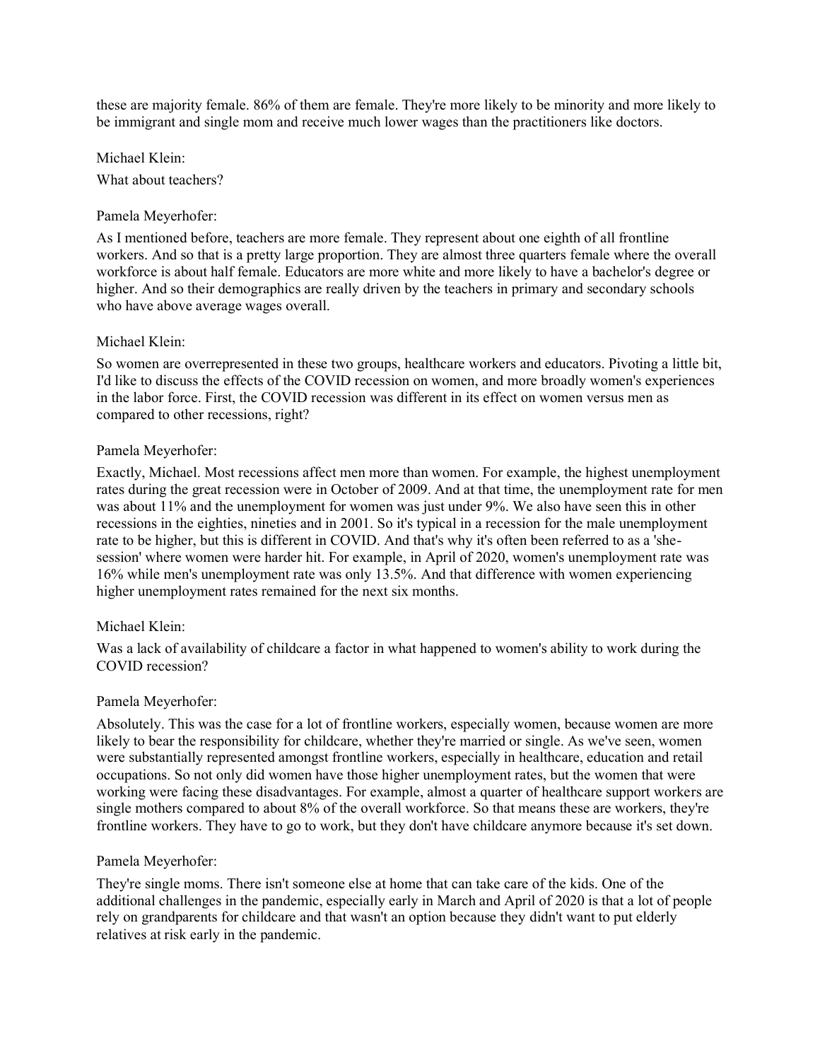these are majority female. 86% of them are female. They're more likely to be minority and more likely to be immigrant and single mom and receive much lower wages than the practitioners like doctors.

Michael Klein:

What about teachers?

Pamela Meyerhofer:

As I mentioned before, teachers are more female. They represent about one eighth of all frontline workers. And so that is a pretty large proportion. They are almost three quarters female where the overall workforce is about half female. Educators are more white and more likely to have a bachelor's degree or higher. And so their demographics are really driven by the teachers in primary and secondary schools who have above average wages overall.

Michael Klein:

So women are overrepresented in these two groups, healthcare workers and educators. Pivoting a little bit, I'd like to discuss the effects of the COVID recession on women, and more broadly women's experiences in the labor force. First, the COVID recession was different in its effect on women versus men as compared to other recessions, right?

Pamela Meyerhofer:

Exactly, Michael. Most recessions affect men more than women. For example, the highest unemployment rates during the great recession were in October of 2009. And at that time, the unemployment rate for men was about 11% and the unemployment for women was just under 9%. We also have seen this in other recessions in the eighties, nineties and in 2001. So it's typical in a recession for the male unemployment rate to be higher, but this is different in COVID. And that's why it's often been referred to as a 'she-session' where women were harder hit. For example, in April of 2020, women's unemployment rate was 16% while men's unemployment rate was only 13.5%. And that difference with women experiencing higher unemployment rates remained for the next six months.

Michael Klein:

Was a lack of availability of childcare a factor in what happened to women's ability to work during the COVID recession?

Pamela Meyerhofer:

Absolutely. This was the case for a lot of frontline workers, especially women, because women are more likely to bear the responsibility for childcare, whether they're married or single. As we've seen, women were substantially represented amongst frontline workers, especially in healthcare, education and retail occupations. So not only did women have those higher unemployment rates, but the women that were working were facing these disadvantages. For example, almost a quarter of healthcare support workers are single mothers compared to about 8% of the overall workforce. So that means these are workers, they're frontline workers. They have to go to work, but they don't have childcare anymore because it's set down.

Pamela Meyerhofer:

They're single moms. There isn't someone else at home that can take care of the kids. One of the additional challenges in the pandemic, especially early in March and April of 2020 is that a lot of people rely on grandparents for childcare and that wasn't an option because they didn't want to put elderly relatives at risk early in the pandemic.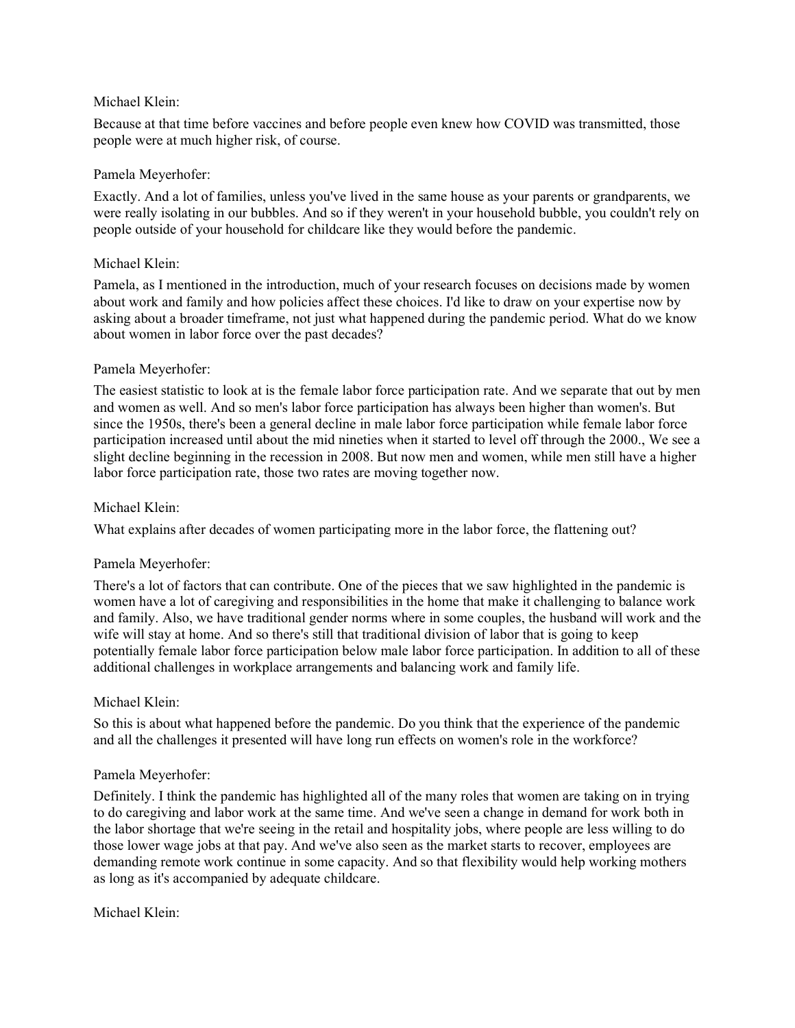Michael Klein:

Because at that time before vaccines and before people even knew how COVID was transmitted, those people were at much higher risk, of course.

Pamela Meyerhofer:

Exactly. And a lot of families, unless you've lived in the same house as your parents or grandparents, we were really isolating in our bubbles. And so if they weren't in your household bubble, you couldn't rely on people outside of your household for childcare like they would before the pandemic.

Michael Klein:

Pamela, as I mentioned in the introduction, much of your research focuses on decisions made by women about work and family and how policies affect these choices. I'd like to draw on your expertise now by asking about a broader timeframe, not just what happened during the pandemic period. What do we know about women in labor force over the past decades?

Pamela Meyerhofer:

The easiest statistic to look at is the female labor force participation rate. And we separate that out by men and women as well. And so men's labor force participation has always been higher than women's. But since the 1950s, there's been a general decline in male labor force participation while female labor force participation increased until about the mid nineties when it started to level off through the 2000., We see a slight decline beginning in the recession in 2008. But now men and women, while men still have a higher labor force participation rate, those two rates are moving together now.

Michael Klein:

What explains after decades of women participating more in the labor force, the flattening out?

Pamela Meyerhofer:

There's a lot of factors that can contribute. One of the pieces that we saw highlighted in the pandemic is women have a lot of caregiving and responsibilities in the home that make it challenging to balance work and family. Also, we have traditional gender norms where in some couples, the husband will work and the wife will stay at home. And so there's still that traditional division of labor that is going to keep potentially female labor force participation below male labor force participation. In addition to all of these additional challenges in workplace arrangements and balancing work and family life.

Michael Klein:

So this is about what happened before the pandemic. Do you think that the experience of the pandemic and all the challenges it presented will have long run effects on women's role in the workforce?

Pamela Meyerhofer:

Definitely. I think the pandemic has highlighted all of the many roles that women are taking on in trying to do caregiving and labor work at the same time. And we've seen a change in demand for work both in the labor shortage that we're seeing in the retail and hospitality jobs, where people are less willing to do those lower wage jobs at that pay. And we've also seen as the market starts to recover, employees are demanding remote work continue in some capacity. And so that flexibility would help working mothers as long as it's accompanied by adequate childcare.

Michael Klein: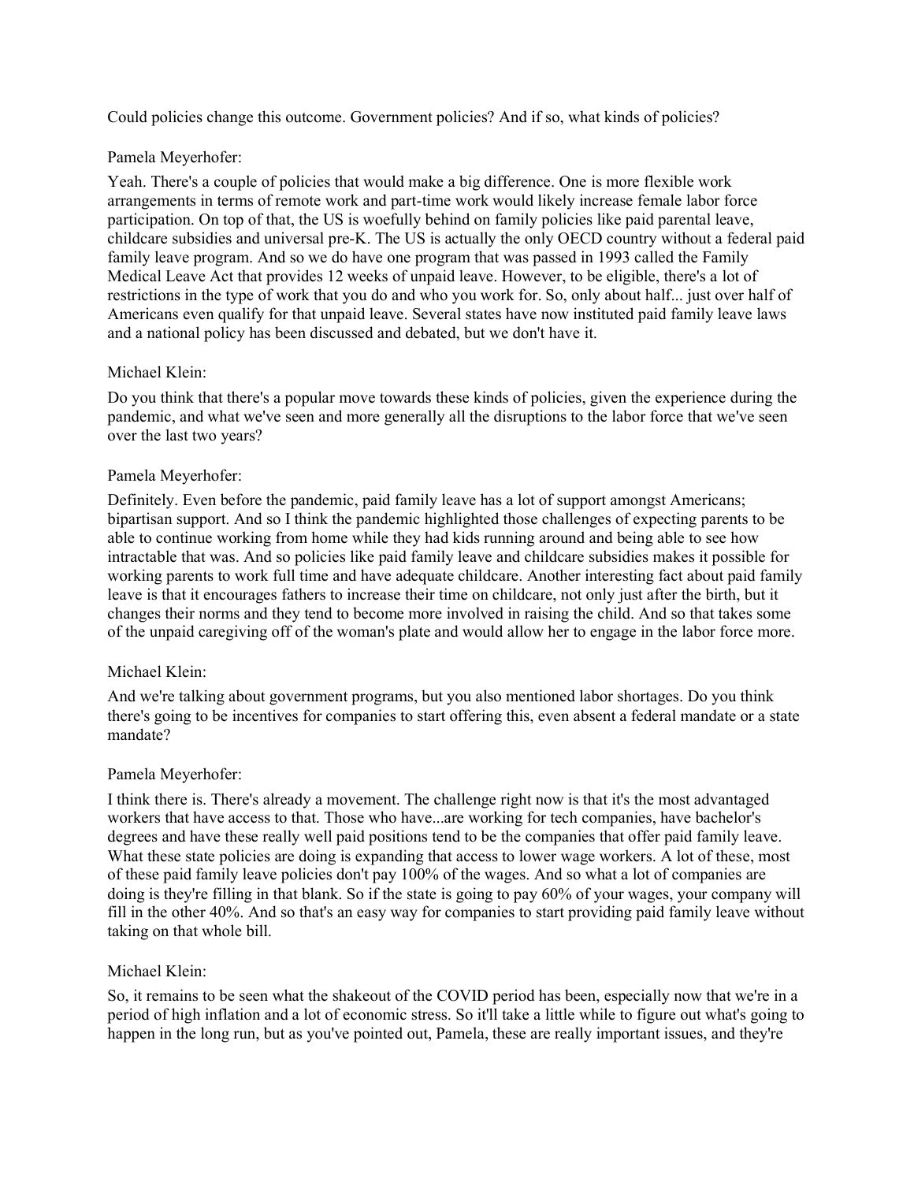Could policies change this outcome. Government policies? And if so, what kinds of policies?

Pamela Meyerhofer:

Yeah. There's a couple of policies that would make a big difference. One is more flexible work arrangements in terms of remote work and part-time work would likely increase female labor force participation. On top of that, the US is woefully behind on family policies like paid parental leave, childcare subsidies and universal pre-K. The US is actually the only OECD country without a federal paid family leave program. And so we do have one program that was passed in 1993 called the Family Medical Leave Act that provides 12 weeks of unpaid leave. However, to be eligible, there's a lot of restrictions in the type of work that you do and who you work for. So, only about half... just over half of Americans even qualify for that unpaid leave. Several states have now instituted paid family leave laws and a national policy has been discussed and debated, but we don't have it.

Michael Klein:

Do you think that there's a popular move towards these kinds of policies, given the experience during the pandemic, and what we've seen and more generally all the disruptions to the labor force that we've seen over the last two years?

Pamela Meyerhofer:

Definitely. Even before the pandemic, paid family leave has a lot of support amongst Americans; bipartisan support. And so I think the pandemic highlighted those challenges of expecting parents to be able to continue working from home while they had kids running around and being able to see how intractable that was. And so policies like paid family leave and childcare subsidies makes it possible for working parents to work full time and have adequate childcare. Another interesting fact about paid family leave is that it encourages fathers to increase their time on childcare, not only just after the birth, but it changes their norms and they tend to become more involved in raising the child. And so that takes some of the unpaid caregiving off of the woman's plate and would allow her to engage in the labor force more.

Michael Klein:

And we're talking about government programs, but you also mentioned labor shortages. Do you think there's going to be incentives for companies to start offering this, even absent a federal mandate or a state mandate?

Pamela Meyerhofer:

I think there is. There's already a movement. The challenge right now is that it's the most advantaged workers that have access to that. Those who have...are working for tech companies, have bachelor's degrees and have these really well paid positions tend to be the companies that offer paid family leave. What these state policies are doing is expanding that access to lower wage workers. A lot of these, most of these paid family leave policies don't pay 100% of the wages. And so what a lot of companies are doing is they're filling in that blank. So if the state is going to pay 60% of your wages, your company will fill in the other 40%. And so that's an easy way for companies to start providing paid family leave without taking on that whole bill.

Michael Klein:

So, it remains to be seen what the shakeout of the COVID period has been, especially now that we're in a period of high inflation and a lot of economic stress. So it'll take a little while to figure out what's going to happen in the long run, but as you've pointed out, Pamela, these are really important issues, and they're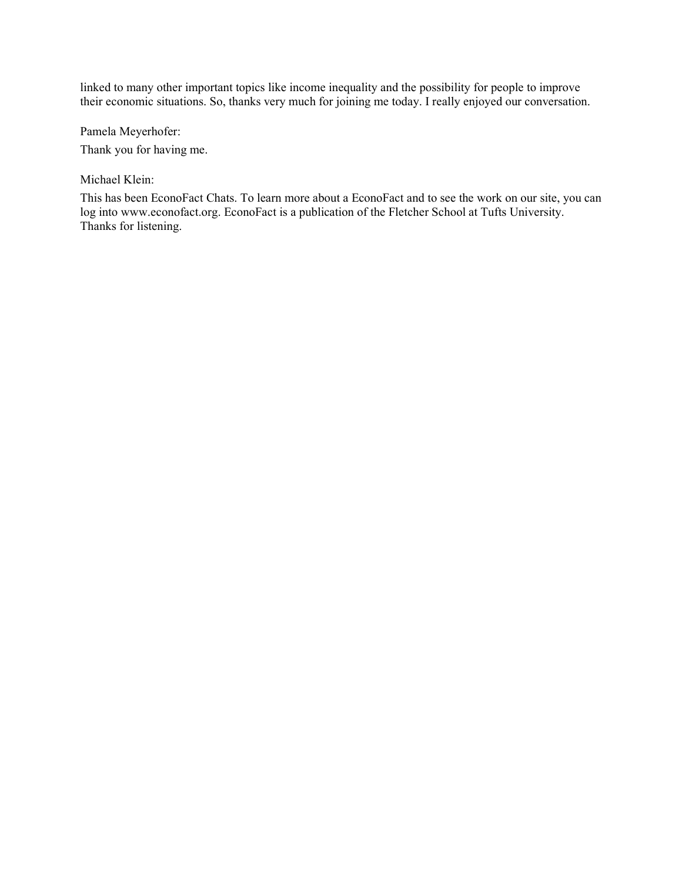linked to many other important topics like income inequality and the possibility for people to improve their economic situations. So, thanks very much for joining me today. I really enjoyed our conversation.

Pamela Meyerhofer:

Thank you for having me.

Michael Klein:

This has been EconoFact Chats. To learn more about a EconoFact and to see the work on our site, you can log into www.econofact.org. EconoFact is a publication of the Fletcher School at Tufts University. Thanks for listening.